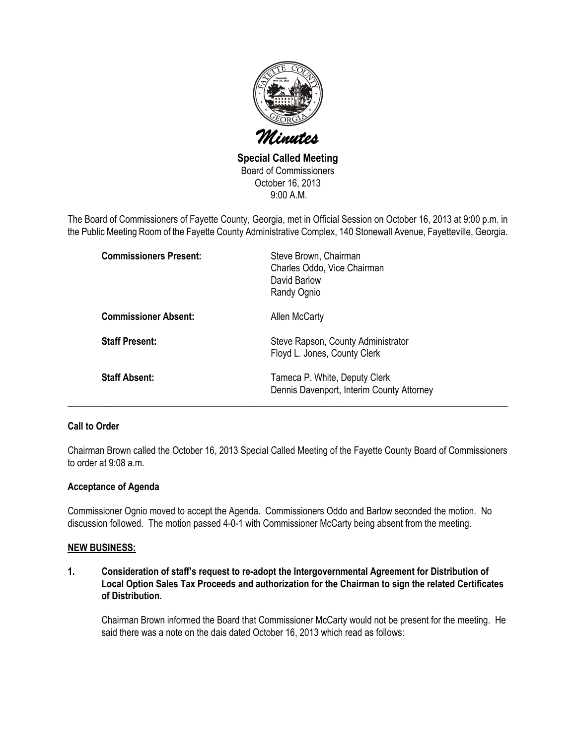# Minutes

**Special Called Meeting**
Board of Commissioners
October 16, 2013
9:00 A.M.

The Board of Commissioners of Fayette County, Georgia, met in Official Session on October 16, 2013 at 9:00 p.m. in the Public Meeting Room of the Fayette County Administrative Complex, 140 Stonewall Avenue, Fayetteville, Georgia.

| | |
|---|---|
| **Commissioners Present:** | Steve Brown, Chairman<br>Charles Oddo, Vice Chairman<br>David Barlow<br>Randy Ognio |
| **Commissioner Absent:** | Allen McCarty |
| **Staff Present:** | Steve Rapson, County Administrator<br>Floyd L. Jones, County Clerk |
| **Staff Absent:** | Tameca P. White, Deputy Clerk<br>Dennis Davenport, Interim County Attorney |

---

**Call to Order**

Chairman Brown called the October 16, 2013 Special Called Meeting of the Fayette County Board of Commissioners to order at 9:08 a.m.

**Acceptance of Agenda**

Commissioner Ognio moved to accept the Agenda. Commissioners Oddo and Barlow seconded the motion. No discussion followed. The motion passed 4-0-1 with Commissioner McCarty being absent from the meeting.

**NEW BUSINESS:**

**1. Consideration of staff's request to re-adopt the Intergovernmental Agreement for Distribution of Local Option Sales Tax Proceeds and authorization for the Chairman to sign the related Certificates of Distribution.**

Chairman Brown informed the Board that Commissioner McCarty would not be present for the meeting. He said there was a note on the dais dated October 16, 2013 which read as follows: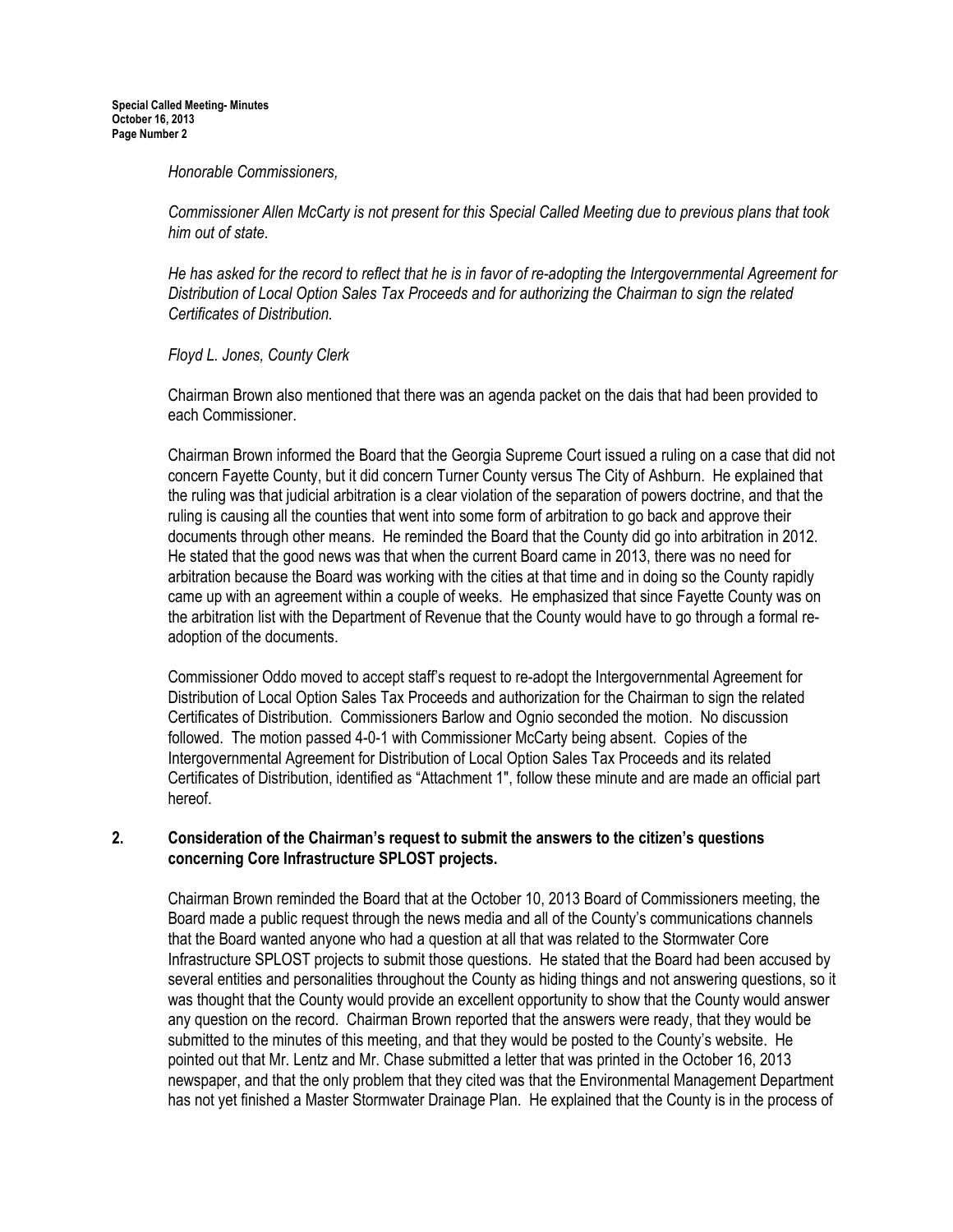*Honorable Commissioners,*

*Commissioner Allen McCarty is not present for this Special Called Meeting due to previous plans that took him out of state.*

*He has asked for the record to reflect that he is in favor of re-adopting the Intergovernmental Agreement for Distribution of Local Option Sales Tax Proceeds and for authorizing the Chairman to sign the related Certificates of Distribution.*

*Floyd L. Jones, County Clerk*

Chairman Brown also mentioned that there was an agenda packet on the dais that had been provided to each Commissioner.

Chairman Brown informed the Board that the Georgia Supreme Court issued a ruling on a case that did not concern Fayette County, but it did concern Turner County versus The City of Ashburn. He explained that the ruling was that judicial arbitration is a clear violation of the separation of powers doctrine, and that the ruling is causing all the counties that went into some form of arbitration to go back and approve their documents through other means. He reminded the Board that the County did go into arbitration in 2012. He stated that the good news was that when the current Board came in 2013, there was no need for arbitration because the Board was working with the cities at that time and in doing so the County rapidly came up with an agreement within a couple of weeks. He emphasized that since Fayette County was on the arbitration list with the Department of Revenue that the County would have to go through a formal re-adoption of the documents.

Commissioner Oddo moved to accept staff's request to re-adopt the Intergovernmental Agreement for Distribution of Local Option Sales Tax Proceeds and authorization for the Chairman to sign the related Certificates of Distribution. Commissioners Barlow and Ognio seconded the motion. No discussion followed. The motion passed 4-0-1 with Commissioner McCarty being absent. Copies of the Intergovernmental Agreement for Distribution of Local Option Sales Tax Proceeds and its related Certificates of Distribution, identified as "Attachment 1", follow these minute and are made an official part hereof.

**2. Consideration of the Chairman's request to submit the answers to the citizen's questions concerning Core Infrastructure SPLOST projects.**

Chairman Brown reminded the Board that at the October 10, 2013 Board of Commissioners meeting, the Board made a public request through the news media and all of the County's communications channels that the Board wanted anyone who had a question at all that was related to the Stormwater Core Infrastructure SPLOST projects to submit those questions. He stated that the Board had been accused by several entities and personalities throughout the County as hiding things and not answering questions, so it was thought that the County would provide an excellent opportunity to show that the County would answer any question on the record. Chairman Brown reported that the answers were ready, that they would be submitted to the minutes of this meeting, and that they would be posted to the County's website. He pointed out that Mr. Lentz and Mr. Chase submitted a letter that was printed in the October 16, 2013 newspaper, and that the only problem that they cited was that the Environmental Management Department has not yet finished a Master Stormwater Drainage Plan. He explained that the County is in the process of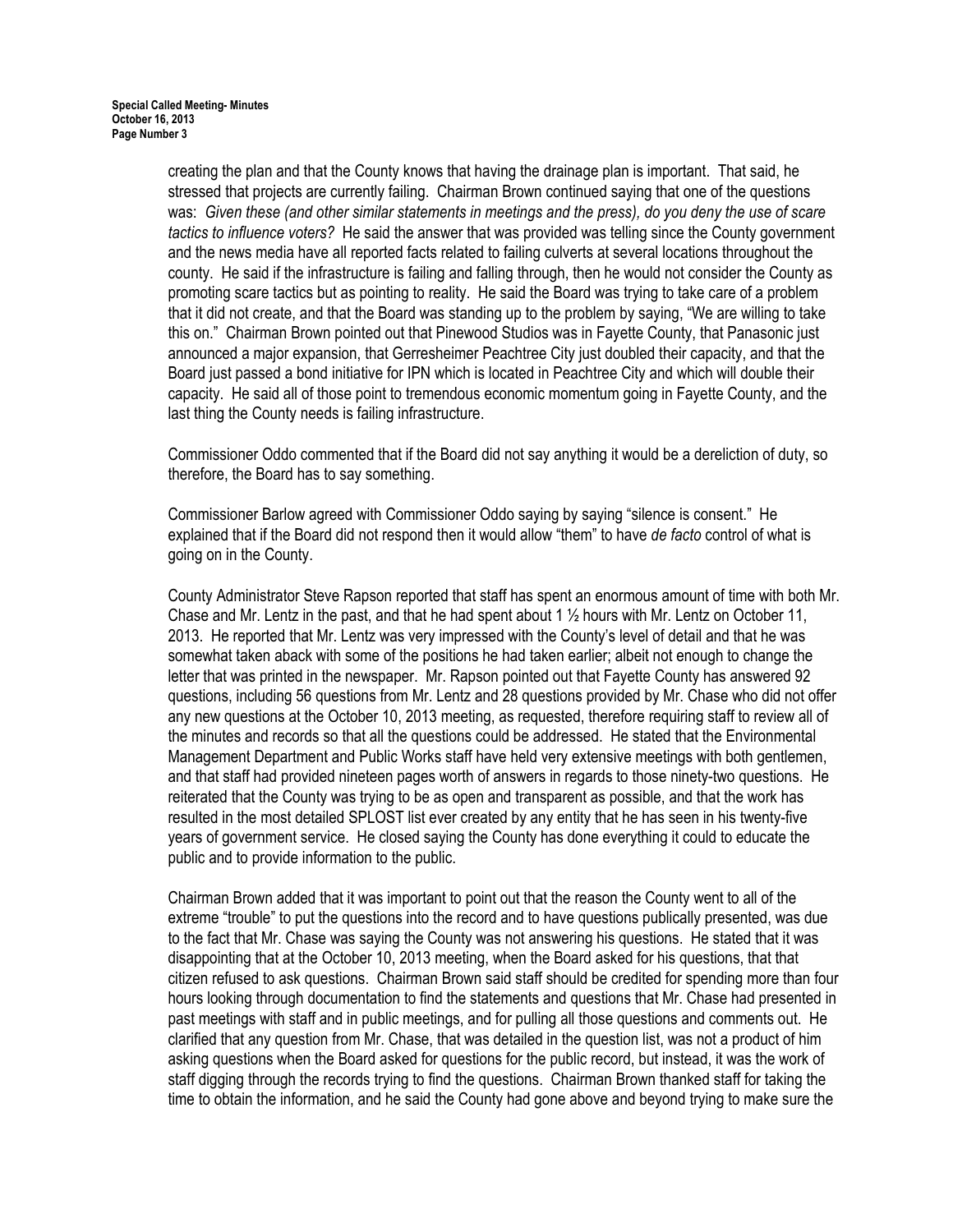creating the plan and that the County knows that having the drainage plan is important. That said, he stressed that projects are currently failing. Chairman Brown continued saying that one of the questions was: *Given these (and other similar statements in meetings and the press), do you deny the use of scare tactics to influence voters?* He said the answer that was provided was telling since the County government and the news media have all reported facts related to failing culverts at several locations throughout the county. He said if the infrastructure is failing and falling through, then he would not consider the County as promoting scare tactics but as pointing to reality. He said the Board was trying to take care of a problem that it did not create, and that the Board was standing up to the problem by saying, "We are willing to take this on." Chairman Brown pointed out that Pinewood Studios was in Fayette County, that Panasonic just announced a major expansion, that Gerresheimer Peachtree City just doubled their capacity, and that the Board just passed a bond initiative for IPN which is located in Peachtree City and which will double their capacity. He said all of those point to tremendous economic momentum going in Fayette County, and the last thing the County needs is failing infrastructure.

Commissioner Oddo commented that if the Board did not say anything it would be a dereliction of duty, so therefore, the Board has to say something.

Commissioner Barlow agreed with Commissioner Oddo saying by saying "silence is consent." He explained that if the Board did not respond then it would allow "them" to have *de facto* control of what is going on in the County.

County Administrator Steve Rapson reported that staff has spent an enormous amount of time with both Mr. Chase and Mr. Lentz in the past, and that he had spent about 1 ½ hours with Mr. Lentz on October 11, 2013. He reported that Mr. Lentz was very impressed with the County's level of detail and that he was somewhat taken aback with some of the positions he had taken earlier; albeit not enough to change the letter that was printed in the newspaper. Mr. Rapson pointed out that Fayette County has answered 92 questions, including 56 questions from Mr. Lentz and 28 questions provided by Mr. Chase who did not offer any new questions at the October 10, 2013 meeting, as requested, therefore requiring staff to review all of the minutes and records so that all the questions could be addressed. He stated that the Environmental Management Department and Public Works staff have held very extensive meetings with both gentlemen, and that staff had provided nineteen pages worth of answers in regards to those ninety-two questions. He reiterated that the County was trying to be as open and transparent as possible, and that the work has resulted in the most detailed SPLOST list ever created by any entity that he has seen in his twenty-five years of government service. He closed saying the County has done everything it could to educate the public and to provide information to the public.

Chairman Brown added that it was important to point out that the reason the County went to all of the extreme "trouble" to put the questions into the record and to have questions publically presented, was due to the fact that Mr. Chase was saying the County was not answering his questions. He stated that it was disappointing that at the October 10, 2013 meeting, when the Board asked for his questions, that that citizen refused to ask questions. Chairman Brown said staff should be credited for spending more than four hours looking through documentation to find the statements and questions that Mr. Chase had presented in past meetings with staff and in public meetings, and for pulling all those questions and comments out. He clarified that any question from Mr. Chase, that was detailed in the question list, was not a product of him asking questions when the Board asked for questions for the public record, but instead, it was the work of staff digging through the records trying to find the questions. Chairman Brown thanked staff for taking the time to obtain the information, and he said the County had gone above and beyond trying to make sure the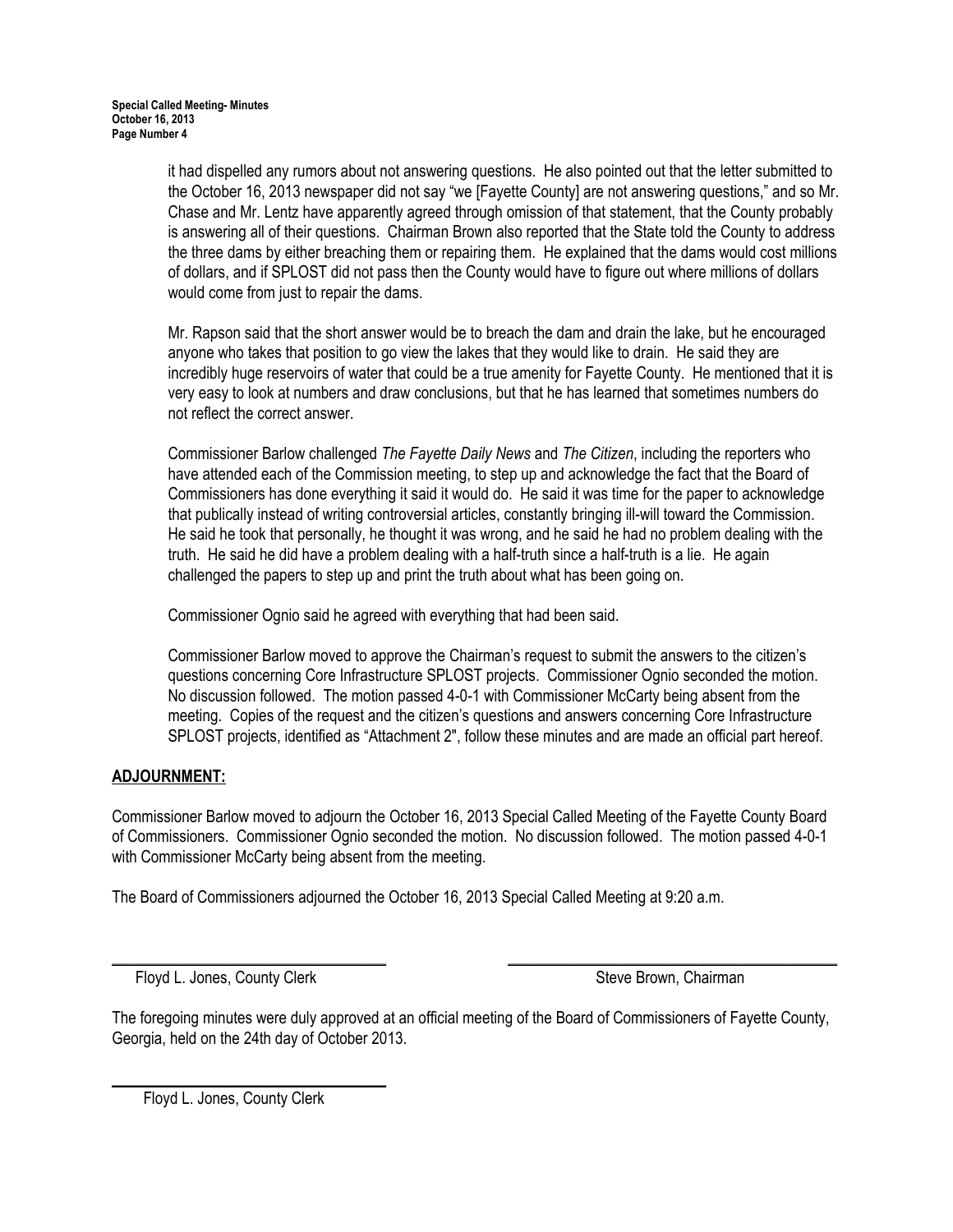it had dispelled any rumors about not answering questions. He also pointed out that the letter submitted to the October 16, 2013 newspaper did not say "we [Fayette County] are not answering questions," and so Mr. Chase and Mr. Lentz have apparently agreed through omission of that statement, that the County probably is answering all of their questions. Chairman Brown also reported that the State told the County to address the three dams by either breaching them or repairing them. He explained that the dams would cost millions of dollars, and if SPLOST did not pass then the County would have to figure out where millions of dollars would come from just to repair the dams.

Mr. Rapson said that the short answer would be to breach the dam and drain the lake, but he encouraged anyone who takes that position to go view the lakes that they would like to drain. He said they are incredibly huge reservoirs of water that could be a true amenity for Fayette County. He mentioned that it is very easy to look at numbers and draw conclusions, but that he has learned that sometimes numbers do not reflect the correct answer.

Commissioner Barlow challenged *The Fayette Daily News* and *The Citizen*, including the reporters who have attended each of the Commission meeting, to step up and acknowledge the fact that the Board of Commissioners has done everything it said it would do. He said it was time for the paper to acknowledge that publically instead of writing controversial articles, constantly bringing ill-will toward the Commission. He said he took that personally, he thought it was wrong, and he said he had no problem dealing with the truth. He said he did have a problem dealing with a half-truth since a half-truth is a lie. He again challenged the papers to step up and print the truth about what has been going on.

Commissioner Ognio said he agreed with everything that had been said.

Commissioner Barlow moved to approve the Chairman's request to submit the answers to the citizen's questions concerning Core Infrastructure SPLOST projects. Commissioner Ognio seconded the motion. No discussion followed. The motion passed 4-0-1 with Commissioner McCarty being absent from the meeting. Copies of the request and the citizen's questions and answers concerning Core Infrastructure SPLOST projects, identified as "Attachment 2", follow these minutes and are made an official part hereof.

## ADJOURNMENT:

Commissioner Barlow moved to adjourn the October 16, 2013 Special Called Meeting of the Fayette County Board of Commissioners. Commissioner Ognio seconded the motion. No discussion followed. The motion passed 4-0-1 with Commissioner McCarty being absent from the meeting.

The Board of Commissioners adjourned the October 16, 2013 Special Called Meeting at 9:20 a.m.

\_\_\_\_\_\_\_\_\_\_\_\_\_\_\_\_\_\_\_\_\_\_\_\_\_\_\_\_\_\_ \_\_\_\_\_\_\_\_\_\_\_\_\_\_\_\_\_\_\_\_\_\_\_\_\_\_\_\_\_\_

Floyd L. Jones, County Clerk Steve Brown, Chairman

The foregoing minutes were duly approved at an official meeting of the Board of Commissioners of Fayette County, Georgia, held on the 24th day of October 2013.

\_\_\_\_\_\_\_\_\_\_\_\_\_\_\_\_\_\_\_\_\_\_\_\_\_\_\_\_\_\_

Floyd L. Jones, County Clerk